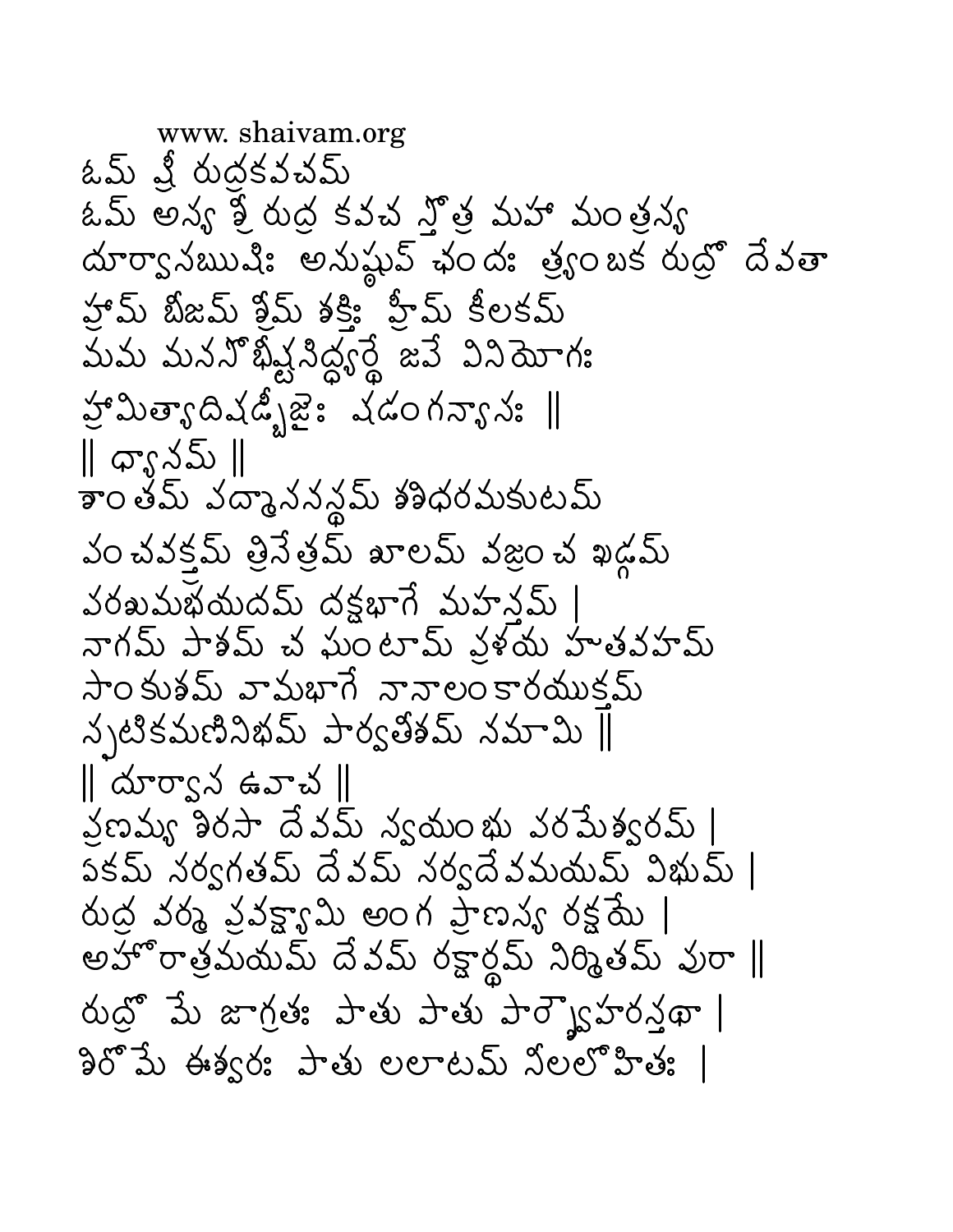www. shaivam.org

ఓమ్ శ్రీ రుద్రకవచమ్

ఓమ్ అస్య శ్రీ రుద్ర కవచ స్తోత్ర మహా మంత్రస్య
దూర్వాసఋషిః అనుష్టుప్ ఛందః త్ర్యంబక రుద్రో దేవతా
హ్రామ్ బీజమ్ శ్రీమ్ శక్తిః హ్రీమ్ కీలకమ్
మమ మనసోభీష్టసిద్ధ్యర్థే జపే వినియోగః
హ్రామిత్యాదిషడ్బీజైః షడంగన్యాసః ||

|| ధ్యానమ్ ||

శాంతమ్ పద్మాసనస్థమ్ శశిధరమకుటమ్
పంచవక్త్రమ్ త్రినేత్రమ్ శూలమ్ వజ్రంచ ఖడ్గమ్
పరశుమభయదమ్ దక్షభాగే మహన్తమ్ |
నాగమ్ పాశమ్ చ ఘంటామ్ ప్రళయ హుతవహమ్
సాంకుశమ్ వామభాగే నానాలంకారయుక్తమ్
స్ఫటికమణినిభమ్ పార్వతీశమ్ నమామి ||

|| దూర్వాస ఉవాచ ||

ప్రణమ్య శిరసా దేవమ్ స్వయంభు పరమేశ్వరమ్ |
ఏకమ్ సర్వగతమ్ దేవమ్ సర్వదేవమయమ్ విభుమ్ |
రుద్ర వర్మ ప్రవక్ష్యామి అంగ ప్రాణస్య రక్షయే |
అహోరాత్రమయమ్ దేవమ్ రక్షార్థమ్ నిర్మితమ్ పురా ||
రుద్రో మే జాగ్రతః పాతు పాతు పార్శ్వౌహరస్తథా |
శిరో మే ఈశ్వరః పాతు లలాటమ్ నీలలోహితః |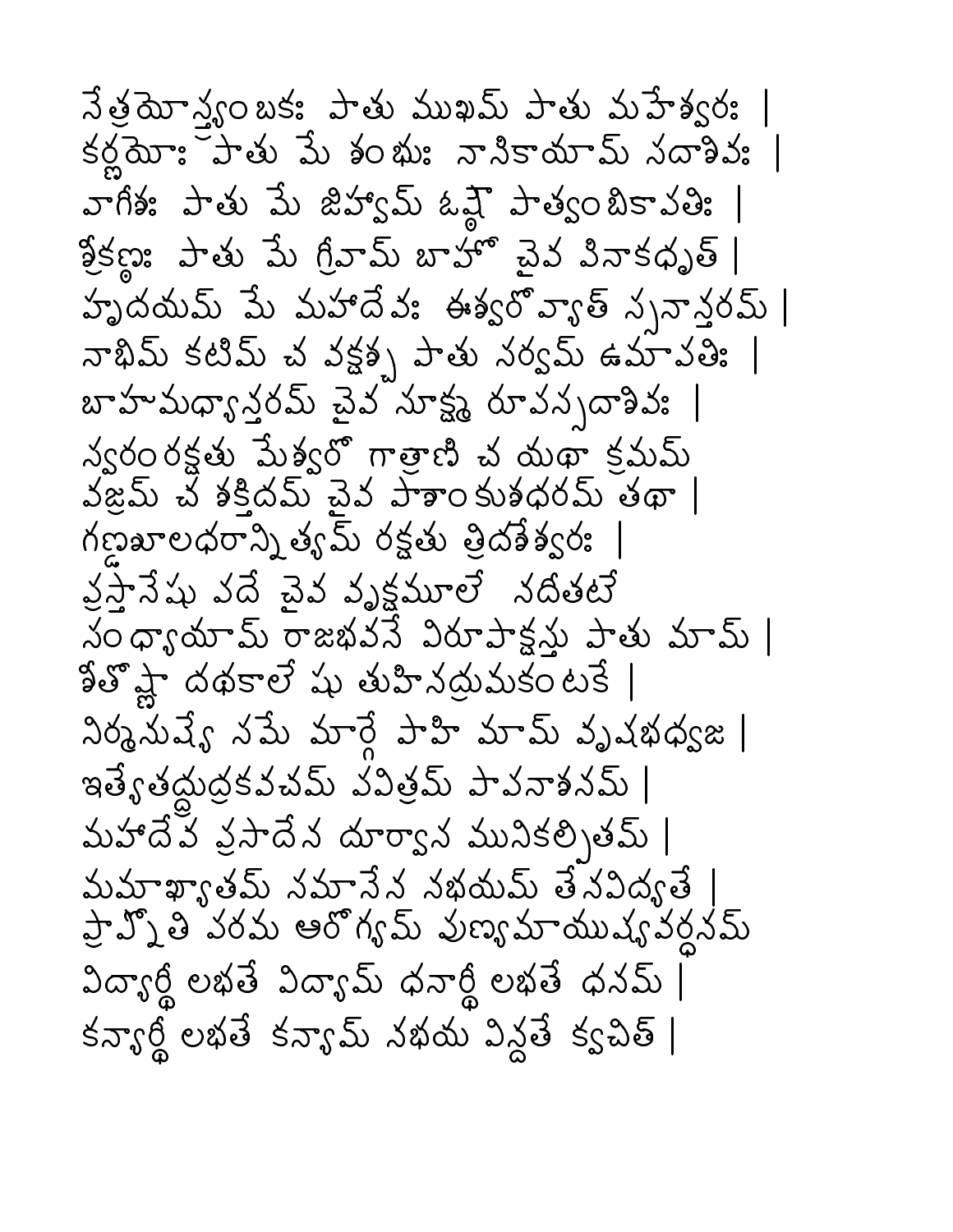నేత్రయోస్త్ర్యంబకః పాతు ముఖమ్ పాతు మహేశ్వరః |
కర్ణయోః పాతు మే శంభుః నాసికాయామ్ సదాశివః |
వాగీశః పాతు మే జిహ్వామ్ ఓష్ఠౌ పాత్వంబికాపతిః |
శ్రీకణ్ఠః పాతు మే గ్రీవామ్ బాహో చైవ పినాకధృత్ |
హృదయమ్ మే మహాదేవః ఈశ్వరో వ్యాత్ స్తనాన్తరమ్ |
నాభిమ్ కటిమ్ చ వక్షశ్చ పాతు సర్వమ్ ఉమాపతిః |
బాహుమధ్యాన్తరమ్ చైవ సూక్ష్మ రూపస్సదాశివః |
స్వరంరక్షతు మేశ్వరో గాత్రాణి చ యథా క్రమమ్
వజ్రమ్ చ శక్తిదమ్ చైవ పాశాంకుశధరమ్ తథా |
గణ్డశూలధరాన్నిత్యమ్ రక్షతు త్రిదశేశ్వరః |
ప్రస్థానేషు పదే చైవ వృక్షమూలే నదీతటే
సంధ్యాయామ్ రాజభవనే విరూపాక్షస్తు పాతు మామ్ |
శీతోష్ణా దథకాలేషు తుహినద్రుమకంటకే |
నిర్మనుష్యే సమే మార్గే పాహి మామ్ వృషభధ్వజ |
ఇత్యేతద్రుద్రకవచమ్ పవిత్రమ్ పాపనాశనమ్ |
మహాదేవ ప్రసాదేన దూర్వాస మునికల్పితమ్ |
మమాఖ్యాతమ్ సమాసేన నభయమ్ తేనవిద్యతే |
ప్రాప్నోతి పరమ ఆరోగ్యమ్ పుణ్యమాయుష్యవర్ధనమ్
విద్యార్థీ లభతే విద్యామ్ ధనార్థీ లభతే ధనమ్ |
కన్యార్థీ లభతే కన్యామ్ నభయ విన్దతే క్వచిత్ |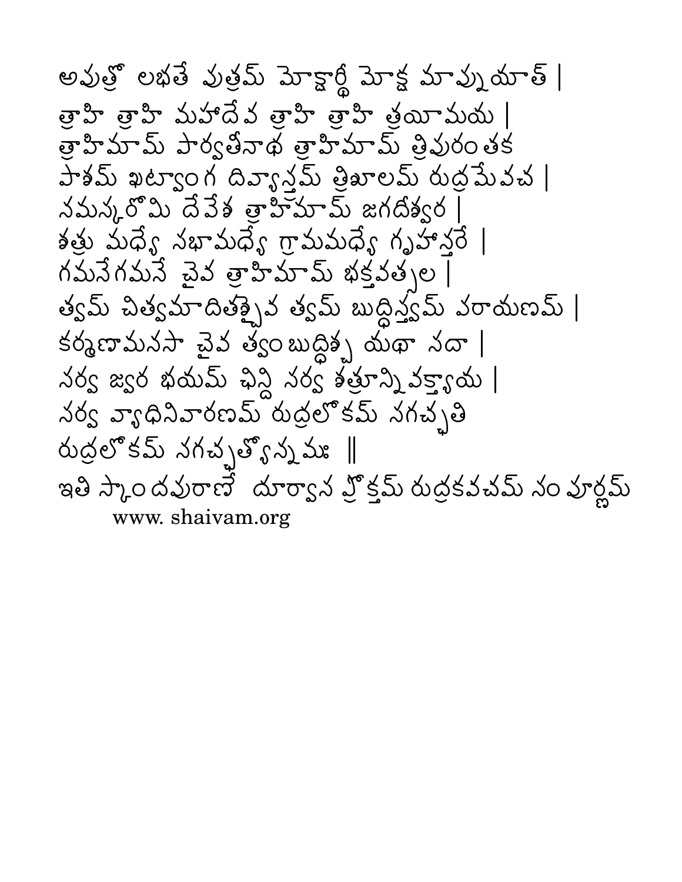అపుత్రో లభతే పుత్రమ్ మోక్షార్థీ మోక్ష మాప్నుయాత్ |
త్రాహి త్రాహి మహాదేవ త్రాహి త్రాహి త్రయీమయ |
త్రాహిమామ్ పార్వతీనాథ త్రాహిమామ్ త్రిపురంతక
పాశమ్ ఖట్వాంగ దివ్యాస్త్రమ్ త్రిశూలమ్ రుద్రమేవచ |
నమస్కరోమి దేవేశ త్రాహిమామ్ జగదీశ్వర |
శత్రు మధ్యే సభామధ్యే గ్రామమధ్యే గృహాన్తరే |
గమనేగమనే చైవ త్రాహిమామ్ భక్తవత్సల |
త్వమ్ చిత్వమాదితశ్చైవ త్వమ్ బుద్ధిస్త్వమ్ పరాయణమ్ |
కర్మణామనసా చైవ త్వంబుద్ధిశ్చ యథా సదా |
సర్వ జ్వర భయమ్ ఛిన్ది సర్వ శత్రూన్నివక్త్యాయ |
సర్వ వ్యాధినివారణమ్ రుద్రలోకమ్ సగచ్ఛతి
రుద్రలోకమ్ సగచ్ఛత్యోన్నమః ||
ఇతి స్కాందపురాణే దూర్వాస ప్రోక్తమ్ రుద్రకవచమ్ సంపూర్ణమ్

www. shaivam.org